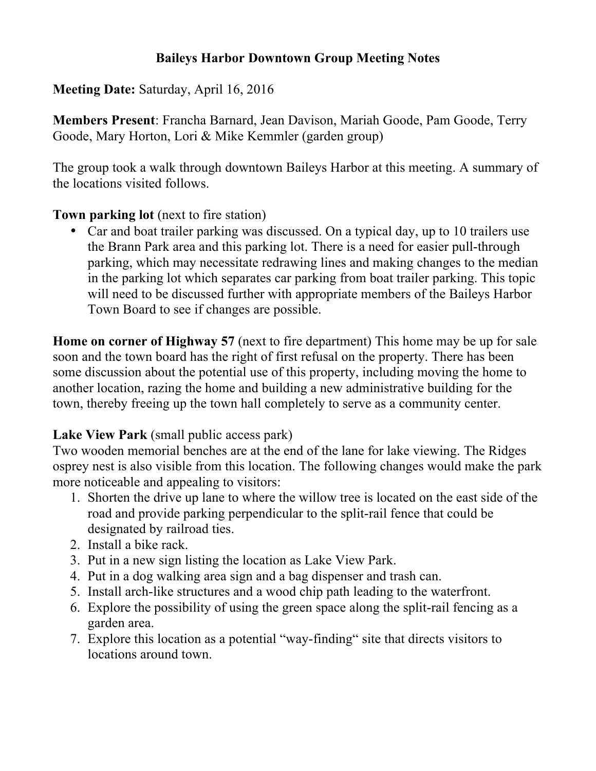# Baileys Harbor Downtown Group Meeting Notes

**Meeting Date:** Saturday, April 16, 2016

**Members Present**: Francha Barnard, Jean Davison, Mariah Goode, Pam Goode, Terry Goode, Mary Horton, Lori & Mike Kemmler (garden group)

The group took a walk through downtown Baileys Harbor at this meeting. A summary of the locations visited follows.

**Town parking lot** (next to fire station)

- Car and boat trailer parking was discussed. On a typical day, up to 10 trailers use the Brann Park area and this parking lot. There is a need for easier pull-through parking, which may necessitate redrawing lines and making changes to the median in the parking lot which separates car parking from boat trailer parking. This topic will need to be discussed further with appropriate members of the Baileys Harbor Town Board to see if changes are possible.

**Home on corner of Highway 57** (next to fire department) This home may be up for sale soon and the town board has the right of first refusal on the property. There has been some discussion about the potential use of this property, including moving the home to another location, razing the home and building a new administrative building for the town, thereby freeing up the town hall completely to serve as a community center.

**Lake View Park** (small public access park)
Two wooden memorial benches are at the end of the lane for lake viewing. The Ridges osprey nest is also visible from this location. The following changes would make the park more noticeable and appealing to visitors:

1. Shorten the drive up lane to where the willow tree is located on the east side of the road and provide parking perpendicular to the split-rail fence that could be designated by railroad ties.
2. Install a bike rack.
3. Put in a new sign listing the location as Lake View Park.
4. Put in a dog walking area sign and a bag dispenser and trash can.
5. Install arch-like structures and a wood chip path leading to the waterfront.
6. Explore the possibility of using the green space along the split-rail fencing as a garden area.
7. Explore this location as a potential "way-finding" site that directs visitors to locations around town.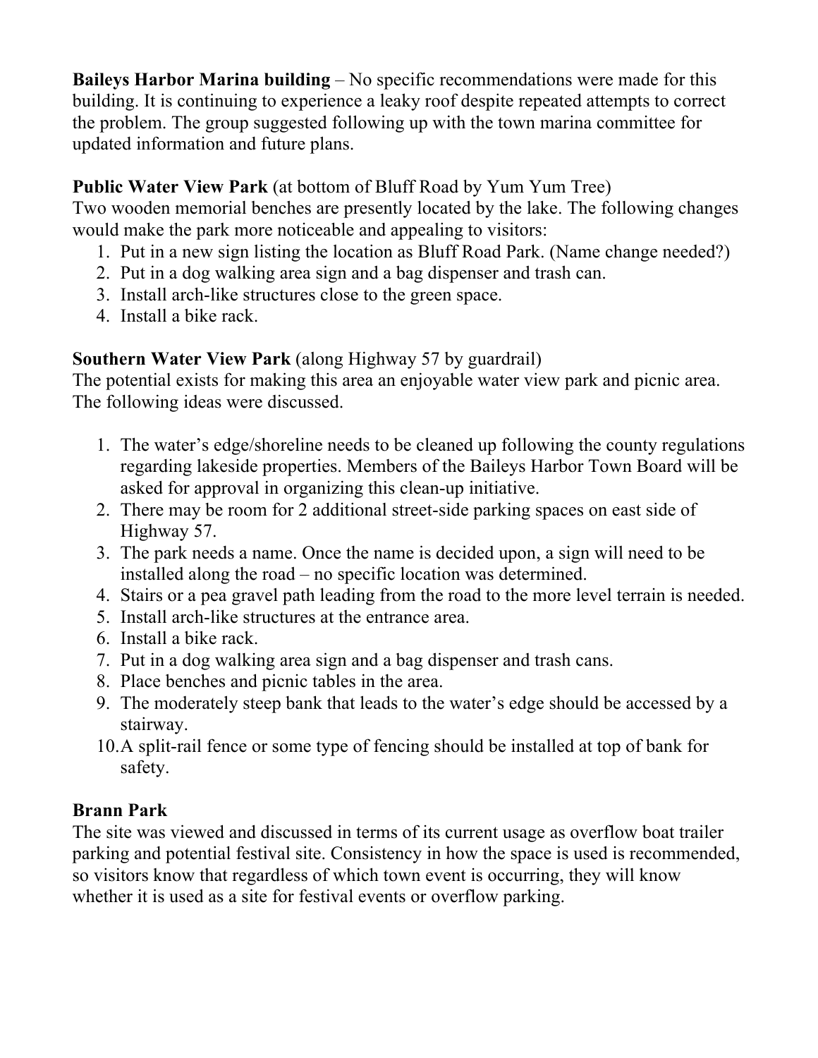**Baileys Harbor Marina building** – No specific recommendations were made for this building. It is continuing to experience a leaky roof despite repeated attempts to correct the problem. The group suggested following up with the town marina committee for updated information and future plans.

**Public Water View Park** (at bottom of Bluff Road by Yum Yum Tree)
Two wooden memorial benches are presently located by the lake. The following changes would make the park more noticeable and appealing to visitors:

1. Put in a new sign listing the location as Bluff Road Park. (Name change needed?)
2. Put in a dog walking area sign and a bag dispenser and trash can.
3. Install arch-like structures close to the green space.
4. Install a bike rack.

**Southern Water View Park** (along Highway 57 by guardrail)
The potential exists for making this area an enjoyable water view park and picnic area. The following ideas were discussed.

1. The water's edge/shoreline needs to be cleaned up following the county regulations regarding lakeside properties. Members of the Baileys Harbor Town Board will be asked for approval in organizing this clean-up initiative.
2. There may be room for 2 additional street-side parking spaces on east side of Highway 57.
3. The park needs a name. Once the name is decided upon, a sign will need to be installed along the road – no specific location was determined.
4. Stairs or a pea gravel path leading from the road to the more level terrain is needed.
5. Install arch-like structures at the entrance area.
6. Install a bike rack.
7. Put in a dog walking area sign and a bag dispenser and trash cans.
8. Place benches and picnic tables in the area.
9. The moderately steep bank that leads to the water's edge should be accessed by a stairway.
10. A split-rail fence or some type of fencing should be installed at top of bank for safety.

**Brann Park**
The site was viewed and discussed in terms of its current usage as overflow boat trailer parking and potential festival site. Consistency in how the space is used is recommended, so visitors know that regardless of which town event is occurring, they will know whether it is used as a site for festival events or overflow parking.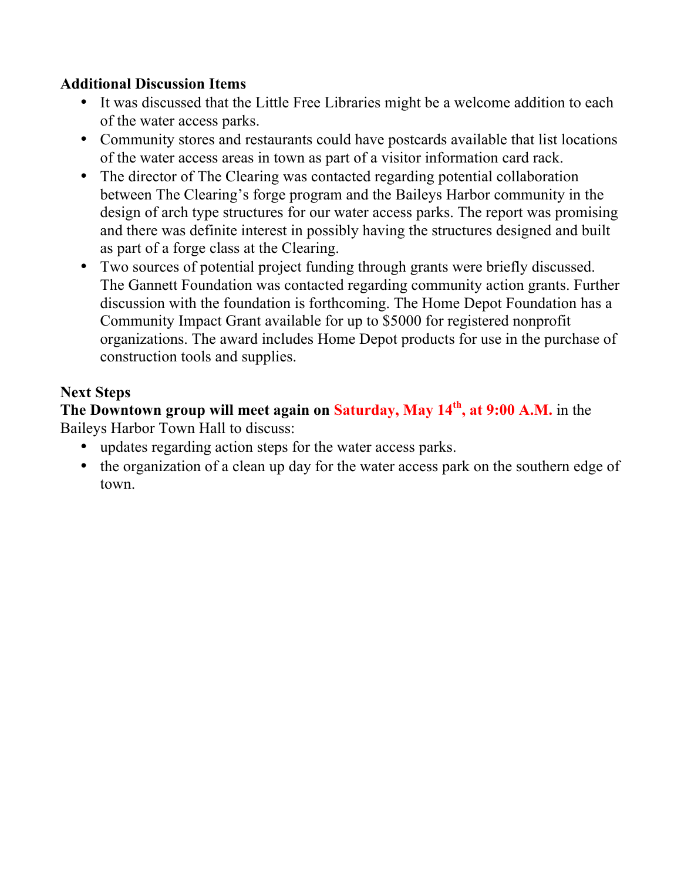**Additional Discussion Items**

- It was discussed that the Little Free Libraries might be a welcome addition to each of the water access parks.
- Community stores and restaurants could have postcards available that list locations of the water access areas in town as part of a visitor information card rack.
- The director of The Clearing was contacted regarding potential collaboration between The Clearing's forge program and the Baileys Harbor community in the design of arch type structures for our water access parks. The report was promising and there was definite interest in possibly having the structures designed and built as part of a forge class at the Clearing.
- Two sources of potential project funding through grants were briefly discussed. The Gannett Foundation was contacted regarding community action grants. Further discussion with the foundation is forthcoming. The Home Depot Foundation has a Community Impact Grant available for up to $5000 for registered nonprofit organizations. The award includes Home Depot products for use in the purchase of construction tools and supplies.

**Next Steps**

**The Downtown group will meet again on Saturday, May 14th, at 9:00 A.M.** in the Baileys Harbor Town Hall to discuss:

- updates regarding action steps for the water access parks.
- the organization of a clean up day for the water access park on the southern edge of town.